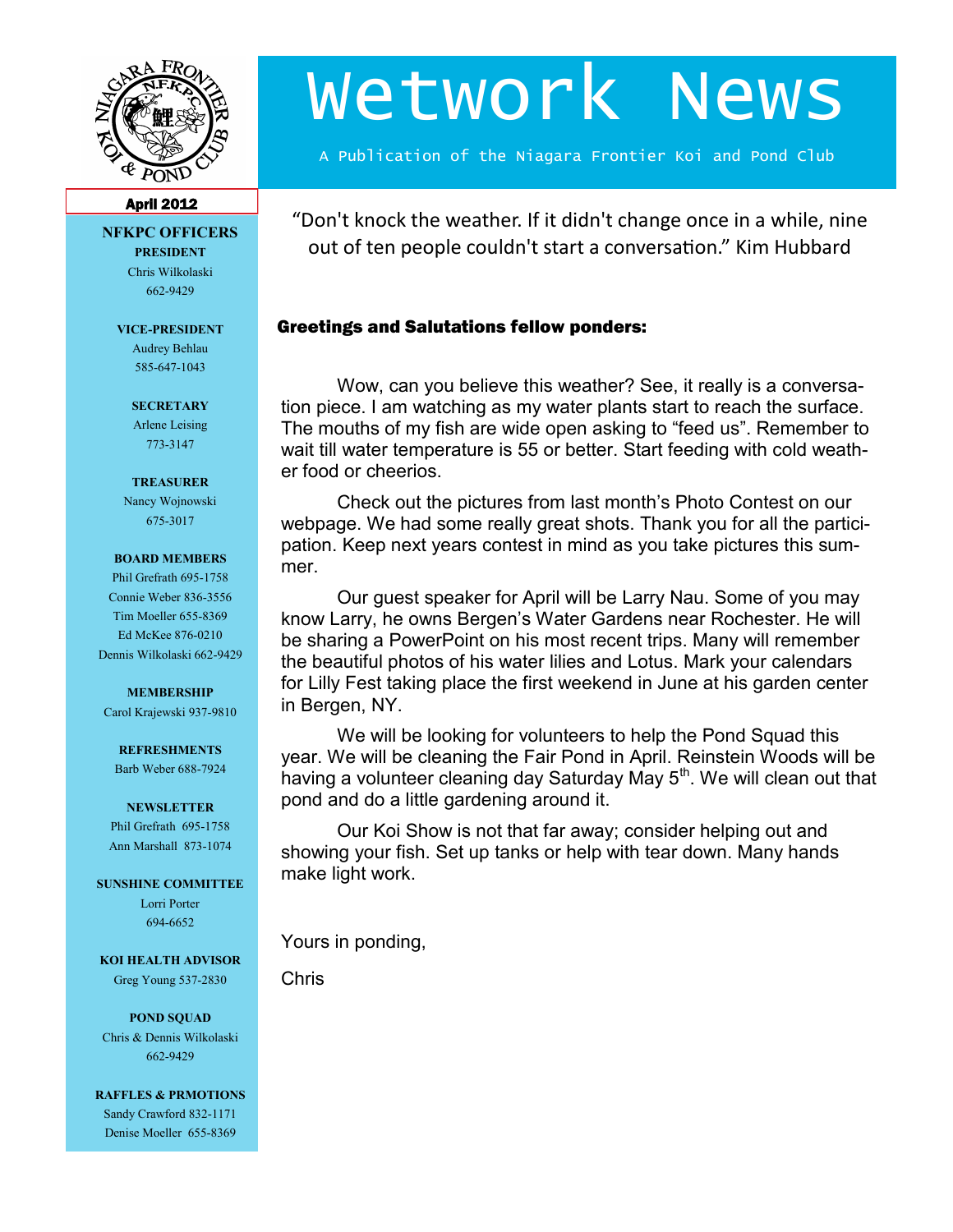# Wetwork News

A Publication of the Niagara Frontier Koi and Pond Club

April 2012

## NFKPC OFFICERS

**PRESIDENT**
Chris Wilkolaski
662-9429

**VICE-PRESIDENT**
Audrey Behlau
585-647-1043

**SECRETARY**
Arlene Leising
773-3147

**TREASURER**
Nancy Wojnowski
675-3017

**BOARD MEMBERS**
Phil Grefrath 695-1758
Connie Weber 836-3556
Tim Moeller 655-8369
Ed McKee 876-0210
Dennis Wilkolaski 662-9429

**MEMBERSHIP**
Carol Krajewski 937-9810

**REFRESHMENTS**
Barb Weber 688-7924

**NEWSLETTER**
Phil Grefrath 695-1758
Ann Marshall 873-1074

**SUNSHINE COMMITTEE**
Lorri Porter
694-6652

**KOI HEALTH ADVISOR**
Greg Young 537-2830

**POND SQUAD**
Chris & Dennis Wilkolaski
662-9429

**RAFFLES & PRMOTIONS**
Sandy Crawford 832-1171
Denise Moeller 655-8369

---

"Don't knock the weather. If it didn't change once in a while, nine out of ten people couldn't start a conversation." Kim Hubbard

**Greetings and Salutations fellow ponders:**

Wow, can you believe this weather? See, it really is a conversation piece. I am watching as my water plants start to reach the surface. The mouths of my fish are wide open asking to "feed us". Remember to wait till water temperature is 55 or better. Start feeding with cold weather food or cheerios.

Check out the pictures from last month's Photo Contest on our webpage. We had some really great shots. Thank you for all the participation. Keep next years contest in mind as you take pictures this summer.

Our guest speaker for April will be Larry Nau. Some of you may know Larry, he owns Bergen's Water Gardens near Rochester. He will be sharing a PowerPoint on his most recent trips. Many will remember the beautiful photos of his water lilies and Lotus. Mark your calendars for Lilly Fest taking place the first weekend in June at his garden center in Bergen, NY.

We will be looking for volunteers to help the Pond Squad this year. We will be cleaning the Fair Pond in April. Reinstein Woods will be having a volunteer cleaning day Saturday May 5th. We will clean out that pond and do a little gardening around it.

Our Koi Show is not that far away; consider helping out and showing your fish. Set up tanks or help with tear down. Many hands make light work.

Yours in ponding,

Chris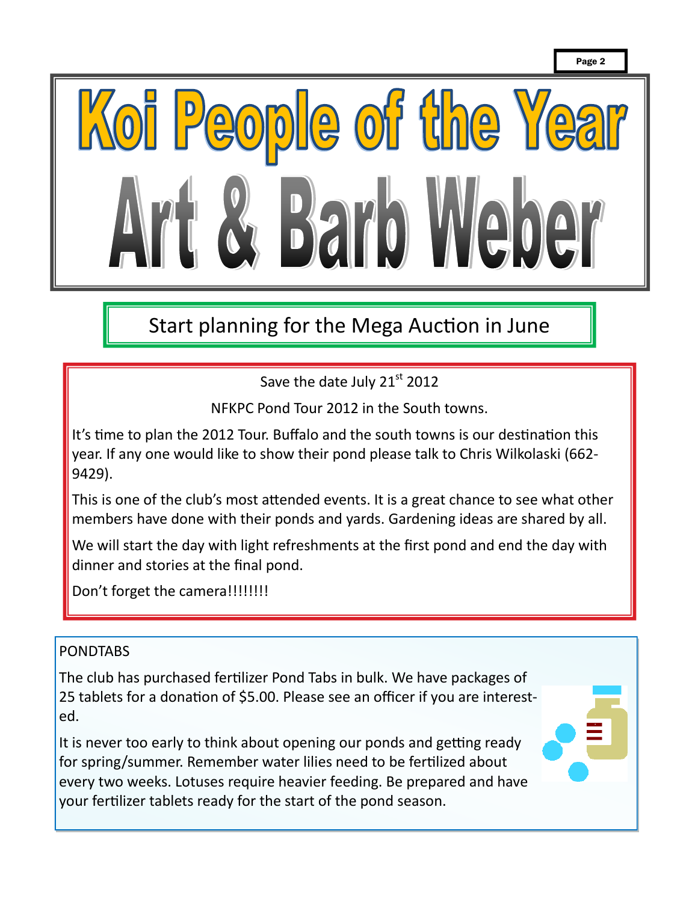# Koi People of the Year

# Art & Barb Weber

## Start planning for the Mega Auction in June

Save the date July 21st 2012

NFKPC Pond Tour 2012 in the South towns.

It's time to plan the 2012 Tour. Buffalo and the south towns is our destination this year. If any one would like to show their pond please talk to Chris Wilkolaski (662-9429).

This is one of the club's most attended events. It is a great chance to see what other members have done with their ponds and yards. Gardening ideas are shared by all.

We will start the day with light refreshments at the first pond and end the day with dinner and stories at the final pond.

Don't forget the camera!!!!!!!!

PONDTABS

The club has purchased fertilizer Pond Tabs in bulk. We have packages of 25 tablets for a donation of $5.00. Please see an officer if you are interested.

It is never too early to think about opening our ponds and getting ready for spring/summer. Remember water lilies need to be fertilized about every two weeks. Lotuses require heavier feeding. Be prepared and have your fertilizer tablets ready for the start of the pond season.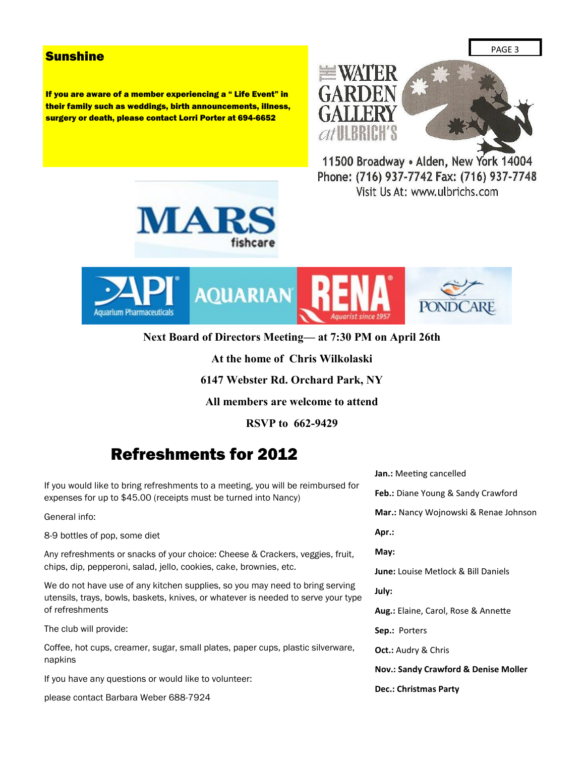## Sunshine

**If you are aware of a member experiencing a " Life Event" in their family such as weddings, birth announcements, illness, surgery or death, please contact Lorri Porter at 694-6652**

THE WATER GARDEN GALLERY at ULBRICH'S

11500 Broadway • Alden, New York 14004
Phone: (716) 937-7742 Fax: (716) 937-7748
Visit Us At: www.ulbrichs.com

MARS fishcare

API Aquarium Pharmaceuticals | AQUARIAN | RENA Aquarist since 1957 | PONDCARE

**Next Board of Directors Meeting— at 7:30 PM on April 26th**

**At the home of Chris Wilkolaski**

**6147 Webster Rd. Orchard Park, NY**

**All members are welcome to attend**

**RSVP to 662-9429**

# Refreshments for 2012

If you would like to bring refreshments to a meeting, you will be reimbursed for expenses for up to $45.00 (receipts must be turned into Nancy)

General info:

8-9 bottles of pop, some diet

Any refreshments or snacks of your choice: Cheese & Crackers, veggies, fruit, chips, dip, pepperoni, salad, jello, cookies, cake, brownies, etc.

We do not have use of any kitchen supplies, so you may need to bring serving utensils, trays, bowls, baskets, knives, or whatever is needed to serve your type of refreshments

The club will provide:

Coffee, hot cups, creamer, sugar, small plates, paper cups, plastic silverware, napkins

If you have any questions or would like to volunteer:

please contact Barbara Weber 688-7924

**Jan.:** Meeting cancelled

**Feb.:** Diane Young & Sandy Crawford

**Mar.:** Nancy Wojnowski & Renae Johnson

**Apr.:**

**May:**

**June:** Louise Metlock & Bill Daniels

**July:**

**Aug.:** Elaine, Carol, Rose & Annette

**Sep.:** Porters

**Oct.:** Audry & Chris

**Nov.: Sandy Crawford & Denise Moller**

**Dec.: Christmas Party**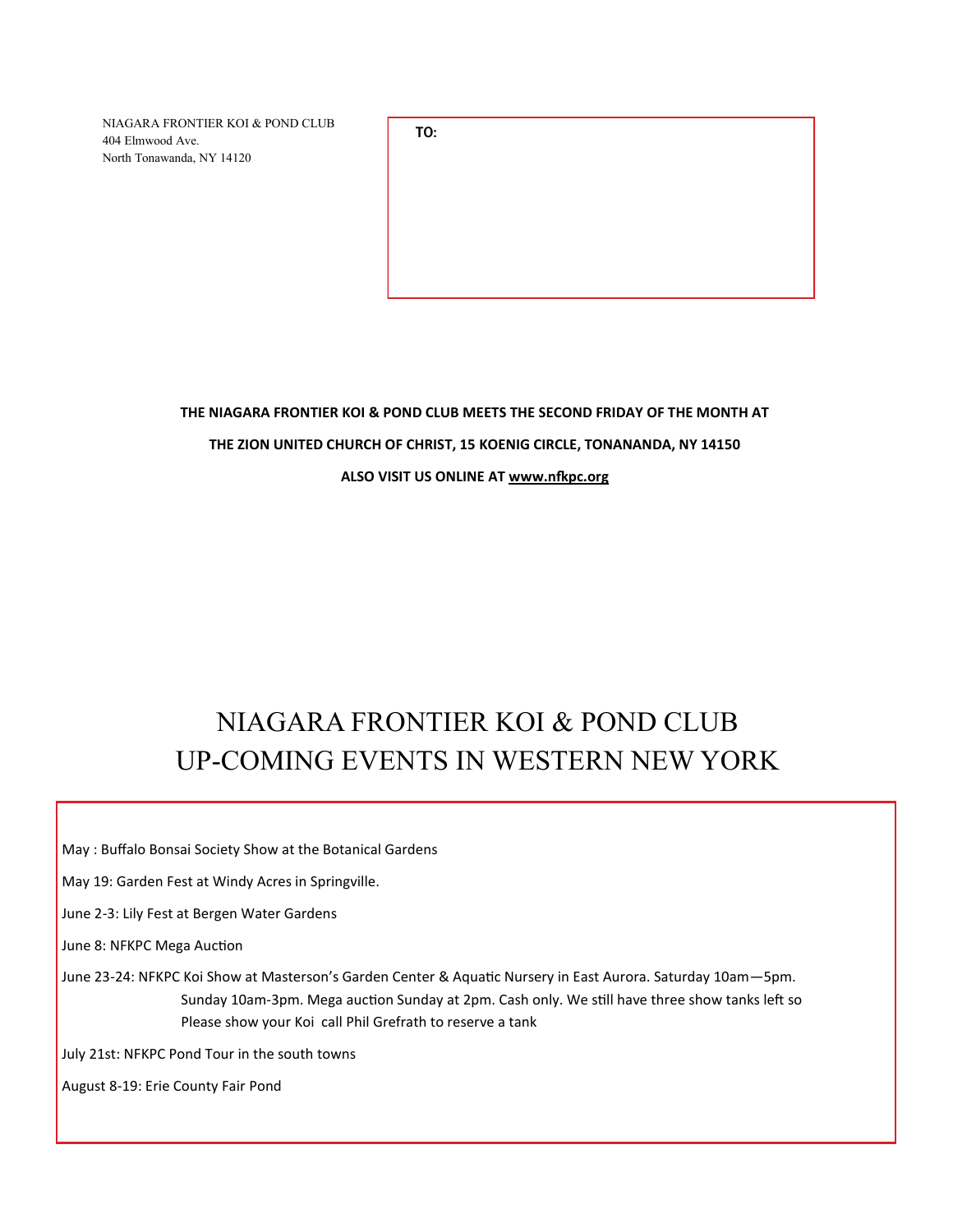NIAGARA FRONTIER KOI & POND CLUB
404 Elmwood Ave.
North Tonawanda, NY 14120

**TO:**

**THE NIAGARA FRONTIER KOI & POND CLUB MEETS THE SECOND FRIDAY OF THE MONTH AT**

**THE ZION UNITED CHURCH OF CHRIST, 15 KOENIG CIRCLE, TONANANDA, NY 14150**

**ALSO VISIT US ONLINE AT www.nfkpc.org**

# NIAGARA FRONTIER KOI & POND CLUB
# UP-COMING EVENTS IN WESTERN NEW YORK

May : Buffalo Bonsai Society Show at the Botanical Gardens

May 19: Garden Fest at Windy Acres in Springville.

June 2-3: Lily Fest at Bergen Water Gardens

June 8: NFKPC Mega Auction

June 23-24: NFKPC Koi Show at Masterson's Garden Center & Aquatic Nursery in East Aurora. Saturday 10am—5pm. Sunday 10am-3pm. Mega auction Sunday at 2pm. Cash only. We still have three show tanks left so Please show your Koi call Phil Grefrath to reserve a tank

July 21st: NFKPC Pond Tour in the south towns

August 8-19: Erie County Fair Pond